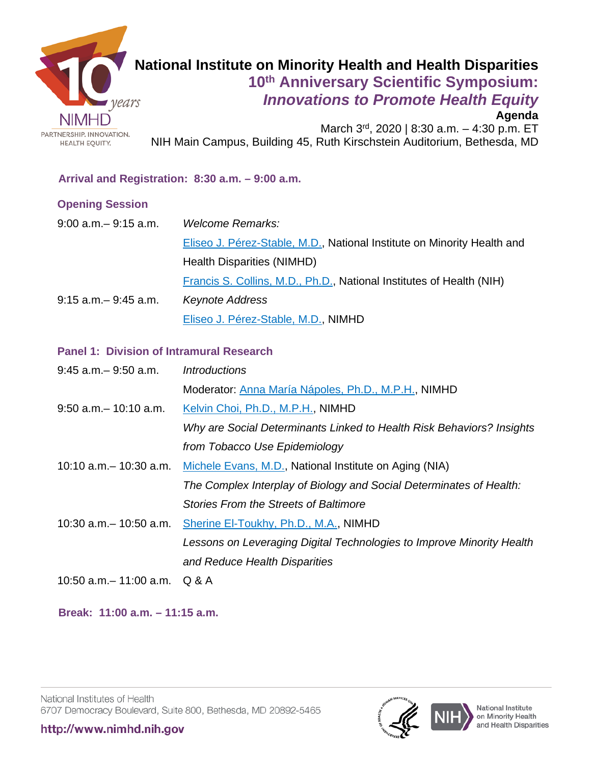# National Institute on Minority Health and Health Disparities

## 10th Anniversary Scientific Symposium: *Innovations to Promote Health Equity*

**Agenda**

March 3rd, 2020 | 8:30 a.m. – 4:30 p.m. ET

NIH Main Campus, Building 45, Ruth Kirschstein Auditorium, Bethesda, MD

**Arrival and Registration: 8:30 a.m. – 9:00 a.m.**

### Opening Session

| | |
|---|---|
| 9:00 a.m.– 9:15 a.m. | *Welcome Remarks:* |
| | Eliseo J. Pérez-Stable, M.D., National Institute on Minority Health and Health Disparities (NIMHD) |
| | Francis S. Collins, M.D., Ph.D., National Institutes of Health (NIH) |
| 9:15 a.m.– 9:45 a.m. | *Keynote Address* |
| | Eliseo J. Pérez-Stable, M.D., NIMHD |

### Panel 1: Division of Intramural Research

| | |
|---|---|
| 9:45 a.m.– 9:50 a.m. | *Introductions* |
| | Moderator: Anna María Nápoles, Ph.D., M.P.H., NIMHD |
| 9:50 a.m.– 10:10 a.m. | Kelvin Choi, Ph.D., M.P.H., NIMHD |
| | *Why are Social Determinants Linked to Health Risk Behaviors? Insights from Tobacco Use Epidemiology* |
| 10:10 a.m.– 10:30 a.m. | Michele Evans, M.D., National Institute on Aging (NIA) |
| | *The Complex Interplay of Biology and Social Determinates of Health: Stories From the Streets of Baltimore* |
| 10:30 a.m.– 10:50 a.m. | Sherine El-Toukhy, Ph.D., M.A., NIMHD |
| | *Lessons on Leveraging Digital Technologies to Improve Minority Health and Reduce Health Disparities* |
| 10:50 a.m.– 11:00 a.m. | Q & A |

**Break: 11:00 a.m. – 11:15 a.m.**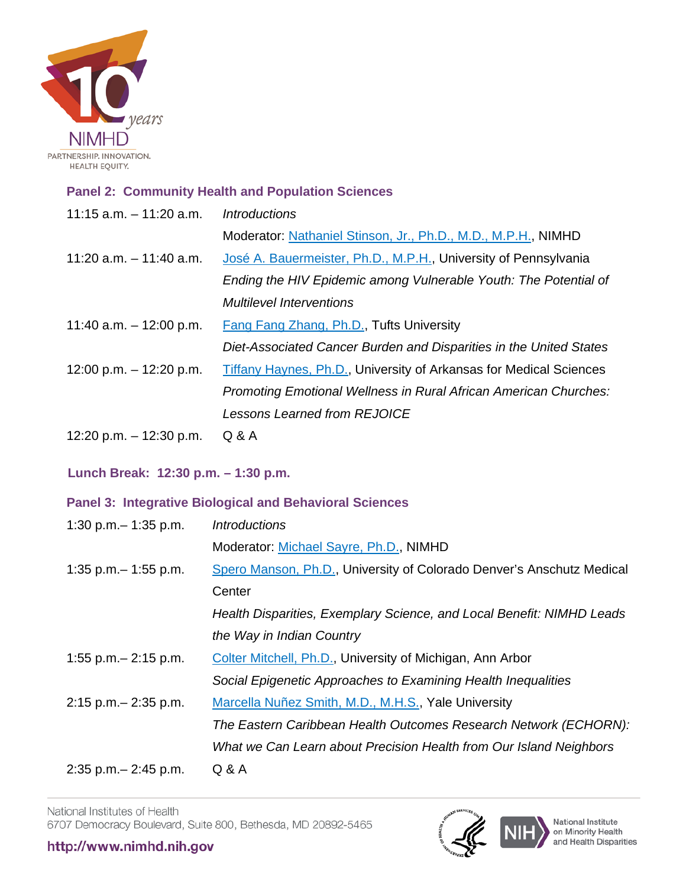## Panel 2: Community Health and Population Sciences

| | |
|---|---|
| 11:15 a.m. – 11:20 a.m. | *Introductions*<br>Moderator: Nathaniel Stinson, Jr., Ph.D., M.D., M.P.H., NIMHD |
| 11:20 a.m. – 11:40 a.m. | José A. Bauermeister, Ph.D., M.P.H., University of Pennsylvania<br>*Ending the HIV Epidemic among Vulnerable Youth: The Potential of Multilevel Interventions* |
| 11:40 a.m. – 12:00 p.m. | Fang Fang Zhang, Ph.D., Tufts University<br>*Diet-Associated Cancer Burden and Disparities in the United States* |
| 12:00 p.m. – 12:20 p.m. | Tiffany Haynes, Ph.D., University of Arkansas for Medical Sciences<br>*Promoting Emotional Wellness in Rural African American Churches: Lessons Learned from REJOICE* |
| 12:20 p.m. – 12:30 p.m. | Q & A |

## Lunch Break: 12:30 p.m. – 1:30 p.m.

## Panel 3: Integrative Biological and Behavioral Sciences

| | |
|---|---|
| 1:30 p.m.– 1:35 p.m. | *Introductions*<br>Moderator: Michael Sayre, Ph.D., NIMHD |
| 1:35 p.m.– 1:55 p.m. | Spero Manson, Ph.D., University of Colorado Denver's Anschutz Medical Center<br>*Health Disparities, Exemplary Science, and Local Benefit: NIMHD Leads the Way in Indian Country* |
| 1:55 p.m.– 2:15 p.m. | Colter Mitchell, Ph.D., University of Michigan, Ann Arbor<br>*Social Epigenetic Approaches to Examining Health Inequalities* |
| 2:15 p.m.– 2:35 p.m. | Marcella Nuñez Smith, M.D., M.H.S., Yale University<br>*The Eastern Caribbean Health Outcomes Research Network (ECHORN): What we Can Learn about Precision Health from Our Island Neighbors* |
| 2:35 p.m.– 2:45 p.m. | Q & A |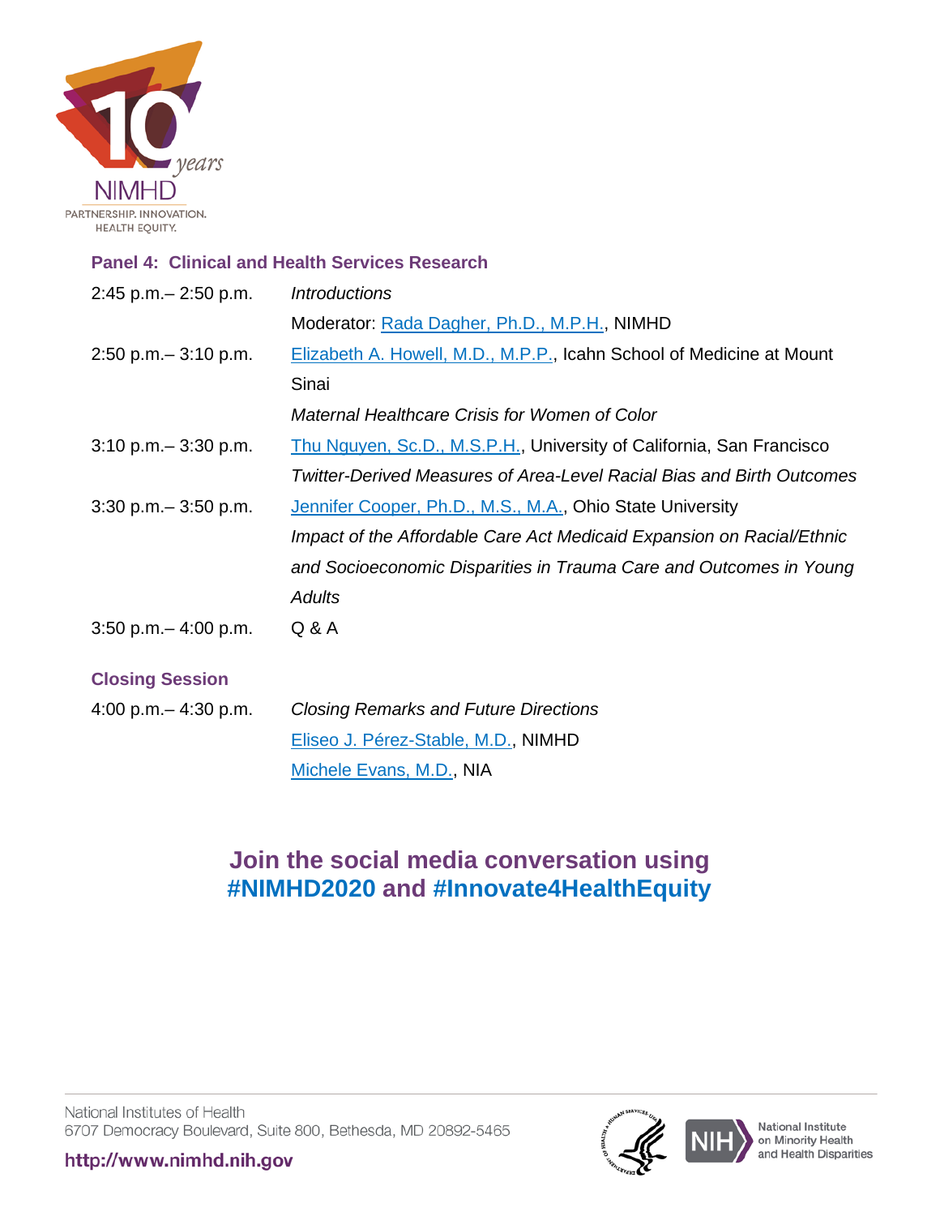## Panel 4: Clinical and Health Services Research

| | |
|---|---|
| 2:45 p.m.– 2:50 p.m. | *Introductions*<br>Moderator: Rada Dagher, Ph.D., M.P.H., NIMHD |
| 2:50 p.m.– 3:10 p.m. | Elizabeth A. Howell, M.D., M.P.P., Icahn School of Medicine at Mount Sinai<br>*Maternal Healthcare Crisis for Women of Color* |
| 3:10 p.m.– 3:30 p.m. | Thu Nguyen, Sc.D., M.S.P.H., University of California, San Francisco<br>*Twitter-Derived Measures of Area-Level Racial Bias and Birth Outcomes* |
| 3:30 p.m.– 3:50 p.m. | Jennifer Cooper, Ph.D., M.S., M.A., Ohio State University<br>*Impact of the Affordable Care Act Medicaid Expansion on Racial/Ethnic and Socioeconomic Disparities in Trauma Care and Outcomes in Young Adults* |
| 3:50 p.m.– 4:00 p.m. | Q & A |

## Closing Session

| | |
|---|---|
| 4:00 p.m.– 4:30 p.m. | *Closing Remarks and Future Directions*<br>Eliseo J. Pérez-Stable, M.D., NIMHD<br>Michele Evans, M.D., NIA |

**Join the social media conversation using #NIMHD2020 and #Innovate4HealthEquity**